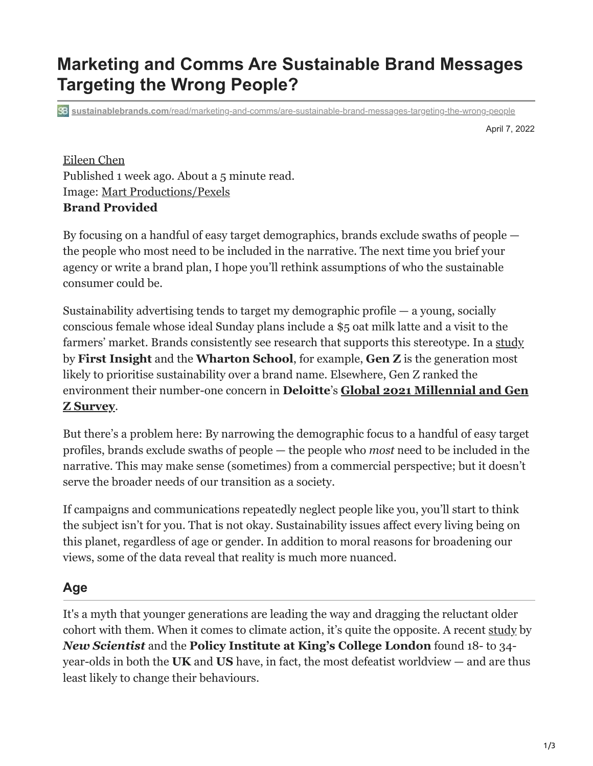# Marketing and Comms Are Sustainable Brand Messages Targeting the Wrong People?

sustainablebrands.com/read/marketing-and-comms/are-sustainable-brand-messages-targeting-the-wrong-people

April 7, 2022

Eileen Chen
Published 1 week ago. About a 5 minute read.
Image: Mart Productions/Pexels
**Brand Provided**

By focusing on a handful of easy target demographics, brands exclude swaths of people — the people who most need to be included in the narrative. The next time you brief your agency or write a brand plan, I hope you'll rethink assumptions of who the sustainable consumer could be.

Sustainability advertising tends to target my demographic profile — a young, socially conscious female whose ideal Sunday plans include a $5 oat milk latte and a visit to the farmers' market. Brands consistently see research that supports this stereotype. In a study by **First Insight** and the **Wharton School**, for example, **Gen Z** is the generation most likely to prioritise sustainability over a brand name. Elsewhere, Gen Z ranked the environment their number-one concern in **Deloitte**'s **Global 2021 Millennial and Gen Z Survey**.

But there's a problem here: By narrowing the demographic focus to a handful of easy target profiles, brands exclude swaths of people — the people who *most* need to be included in the narrative. This may make sense (sometimes) from a commercial perspective; but it doesn't serve the broader needs of our transition as a society.

If campaigns and communications repeatedly neglect people like you, you'll start to think the subject isn't for you. That is not okay. Sustainability issues affect every living being on this planet, regardless of age or gender. In addition to moral reasons for broadening our views, some of the data reveal that reality is much more nuanced.

## Age

It's a myth that younger generations are leading the way and dragging the reluctant older cohort with them. When it comes to climate action, it's quite the opposite. A recent study by ***New Scientist*** and the **Policy Institute at King's College London** found 18- to 34-year-olds in both the **UK** and **US** have, in fact, the most defeatist worldview — and are thus least likely to change their behaviours.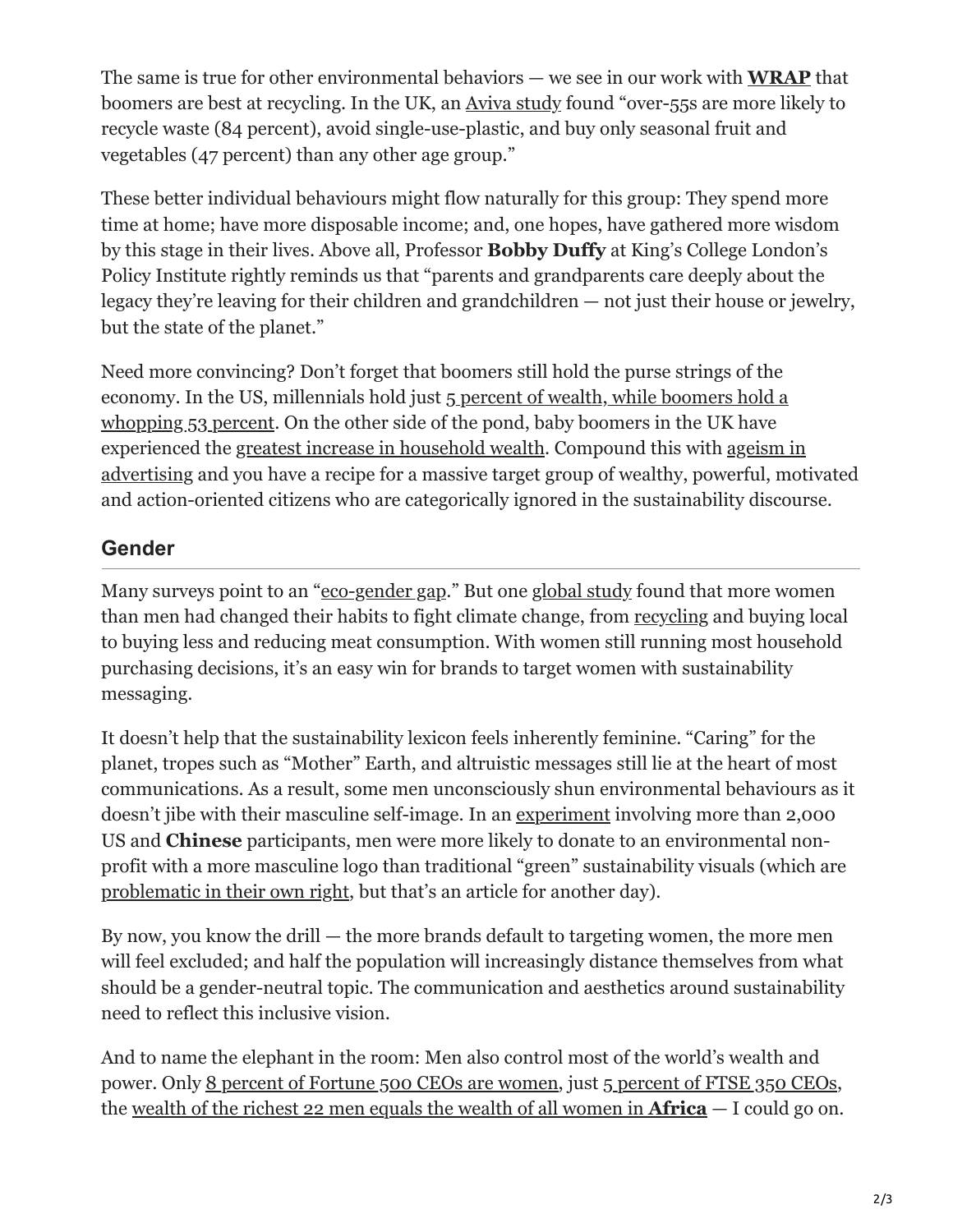The same is true for other environmental behaviors — we see in our work with **WRAP** that boomers are best at recycling. In the UK, an Aviva study found "over-55s are more likely to recycle waste (84 percent), avoid single-use-plastic, and buy only seasonal fruit and vegetables (47 percent) than any other age group."

These better individual behaviours might flow naturally for this group: They spend more time at home; have more disposable income; and, one hopes, have gathered more wisdom by this stage in their lives. Above all, Professor **Bobby Duffy** at King's College London's Policy Institute rightly reminds us that "parents and grandparents care deeply about the legacy they're leaving for their children and grandchildren — not just their house or jewelry, but the state of the planet."

Need more convincing? Don't forget that boomers still hold the purse strings of the economy. In the US, millennials hold just 5 percent of wealth, while boomers hold a whopping 53 percent. On the other side of the pond, baby boomers in the UK have experienced the greatest increase in household wealth. Compound this with ageism in advertising and you have a recipe for a massive target group of wealthy, powerful, motivated and action-oriented citizens who are categorically ignored in the sustainability discourse.

## Gender

Many surveys point to an "eco-gender gap." But one global study found that more women than men had changed their habits to fight climate change, from recycling and buying local to buying less and reducing meat consumption. With women still running most household purchasing decisions, it's an easy win for brands to target women with sustainability messaging.

It doesn't help that the sustainability lexicon feels inherently feminine. "Caring" for the planet, tropes such as "Mother" Earth, and altruistic messages still lie at the heart of most communications. As a result, some men unconsciously shun environmental behaviours as it doesn't jibe with their masculine self-image. In an experiment involving more than 2,000 US and **Chinese** participants, men were more likely to donate to an environmental non-profit with a more masculine logo than traditional "green" sustainability visuals (which are problematic in their own right, but that's an article for another day).

By now, you know the drill — the more brands default to targeting women, the more men will feel excluded; and half the population will increasingly distance themselves from what should be a gender-neutral topic. The communication and aesthetics around sustainability need to reflect this inclusive vision.

And to name the elephant in the room: Men also control most of the world's wealth and power. Only 8 percent of Fortune 500 CEOs are women, just 5 percent of FTSE 350 CEOs, the wealth of the richest 22 men equals the wealth of all women in **Africa** — I could go on.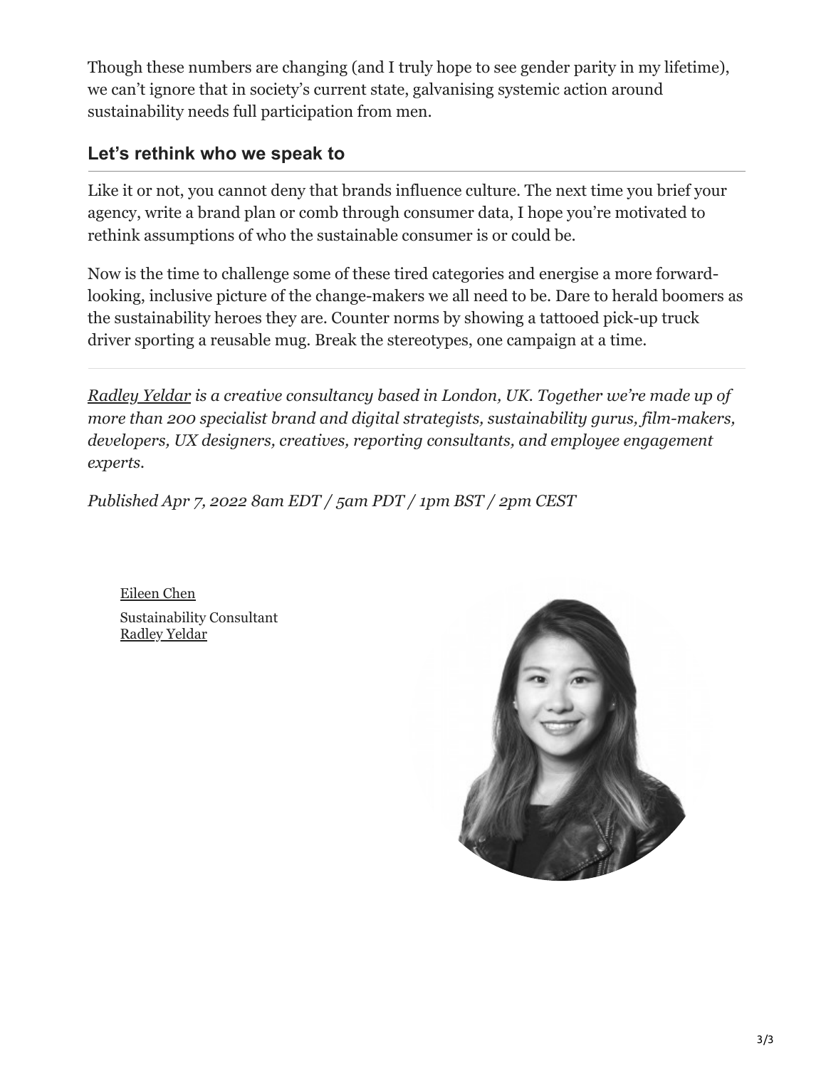Though these numbers are changing (and I truly hope to see gender parity in my lifetime), we can't ignore that in society's current state, galvanising systemic action around sustainability needs full participation from men.

## Let's rethink who we speak to

Like it or not, you cannot deny that brands influence culture. The next time you brief your agency, write a brand plan or comb through consumer data, I hope you're motivated to rethink assumptions of who the sustainable consumer is or could be.

Now is the time to challenge some of these tired categories and energise a more forward-looking, inclusive picture of the change-makers we all need to be. Dare to herald boomers as the sustainability heroes they are. Counter norms by showing a tattooed pick-up truck driver sporting a reusable mug. Break the stereotypes, one campaign at a time.

---

*Radley Yeldar is a creative consultancy based in London, UK. Together we're made up of more than 200 specialist brand and digital strategists, sustainability gurus, film-makers, developers, UX designers, creatives, reporting consultants, and employee engagement experts.*

*Published Apr 7, 2022 8am EDT / 5am PDT / 1pm BST / 2pm CEST*

Eileen Chen

Sustainability Consultant
Radley Yeldar